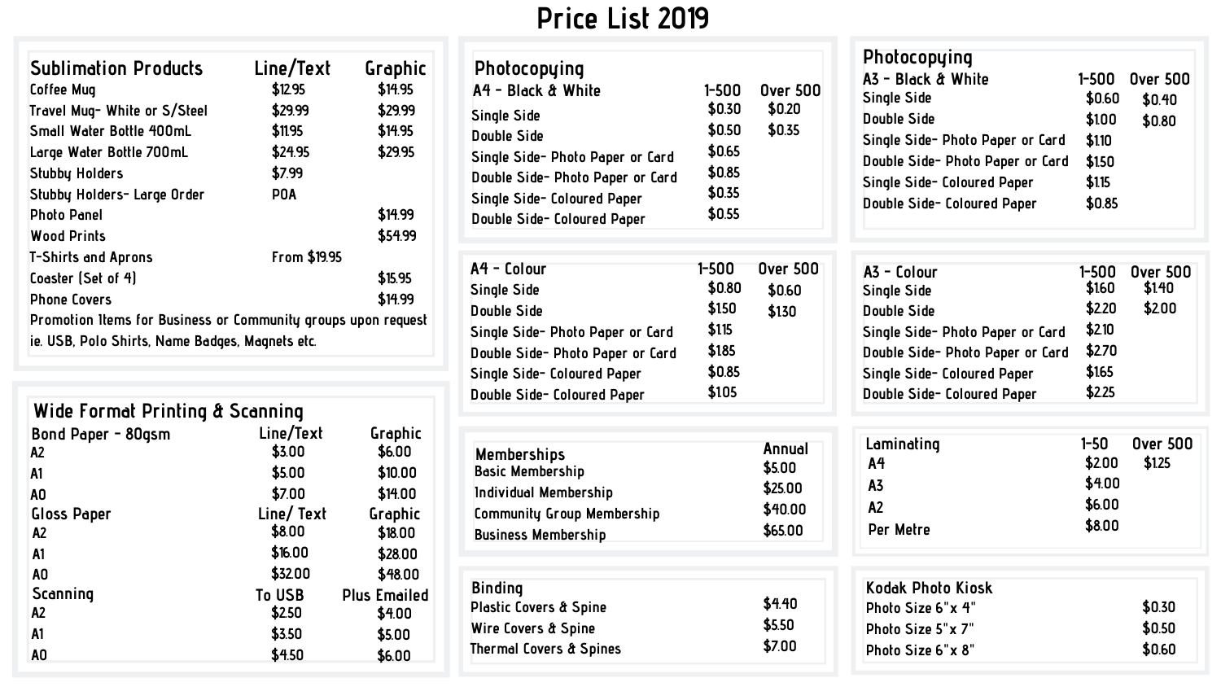# Price List 2019

## Sublimation Products

| Sublimation Products | Line/Text | Graphic |
|---|---|---|
| Coffee Mug | $12.95 | $14.95 |
| Travel Mug- White or S/Steel | $29.99 | $29.99 |
| Small Water Bottle 400mL | $11.95 | $14.95 |
| Large Water Bottle 700mL | $24.95 | $29.95 |
| Stubby Holders | $7.99 | |
| Stubby Holders- Large Order | POA | |
| Photo Panel | | $14.99 |
| Wood Prints | | $54.99 |
| T-Shirts and Aprons | From $19.95 | |
| Coaster (Set of 4) | | $15.95 |
| Phone Covers | | $14.99 |

Promotion Items for Business or Community groups upon request ie. USB, Polo Shirts, Name Badges, Magnets etc.

## Wide Format Printing & Scanning

| Bond Paper - 80gsm | Line/Text | Graphic |
|---|---|---|
| A2 | $3.00 | $6.00 |
| A1 | $5.00 | $10.00 |
| A0 | $7.00 | $14.00 |
| **Gloss Paper** | **Line/ Text** | **Graphic** |
| A2 | $8.00 | $18.00 |
| A1 | $16.00 | $28.00 |
| A0 | $32.00 | $48.00 |
| **Scanning** | **To USB** | **Plus Emailed** |
| A2 | $2.50 | $4.00 |
| A1 | $3.50 | $5.00 |
| A0 | $4.50 | $6.00 |

## Photocopying

| A4 - Black & White | 1-500 | Over 500 |
|---|---|---|
| Single Side | $0.30 | $0.20 |
| Double Side | $0.50 | $0.35 |
| Single Side- Photo Paper or Card | $0.65 | |
| Double Side- Photo Paper or Card | $0.85 | |
| Single Side- Coloured Paper | $0.35 | |
| Double Side- Coloured Paper | $0.55 | |

| A4 - Colour | 1-500 | Over 500 |
|---|---|---|
| Single Side | $0.80 | $0.60 |
| Double Side | $1.50 | $1.30 |
| Single Side- Photo Paper or Card | $1.15 | |
| Double Side- Photo Paper or Card | $1.85 | |
| Single Side- Coloured Paper | $0.85 | |
| Double Side- Coloured Paper | $1.05 | |

## Memberships

| Memberships | Annual |
|---|---|
| Basic Membership | $5.00 |
| Individual Membership | $25.00 |
| Community Group Membership | $40.00 |
| Business Membership | $65.00 |

## Binding

| Binding | |
|---|---|
| Plastic Covers & Spine | $4.40 |
| Wire Covers & Spine | $5.50 |
| Thermal Covers & Spines | $7.00 |

## Photocopying

| A3 - Black & White | 1-500 | Over 500 |
|---|---|---|
| Single Side | $0.60 | $0.40 |
| Double Side | $1.00 | $0.80 |
| Single Side- Photo Paper or Card | $1.10 | |
| Double Side- Photo Paper or Card | $1.50 | |
| Single Side- Coloured Paper | $1.15 | |
| Double Side- Coloured Paper | $0.85 | |

| A3 - Colour | 1-500 | Over 500 |
|---|---|---|
| Single Side | $1.60 | $1.40 |
| Double Side | $2.20 | $2.00 |
| Single Side- Photo Paper or Card | $2.10 | |
| Double Side- Photo Paper or Card | $2.70 | |
| Single Side- Coloured Paper | $1.65 | |
| Double Side- Coloured Paper | $2.25 | |

## Laminating

| Laminating | 1-50 | Over 500 |
|---|---|---|
| A4 | $2.00 | $1.25 |
| A3 | $4.00 | |
| A2 | $6.00 | |
| Per Metre | $8.00 | |

## Kodak Photo Kiosk

| Kodak Photo Kiosk | |
|---|---|
| Photo Size 6"x 4" | $0.30 |
| Photo Size 5"x 7" | $0.50 |
| Photo Size 6"x 8" | $0.60 |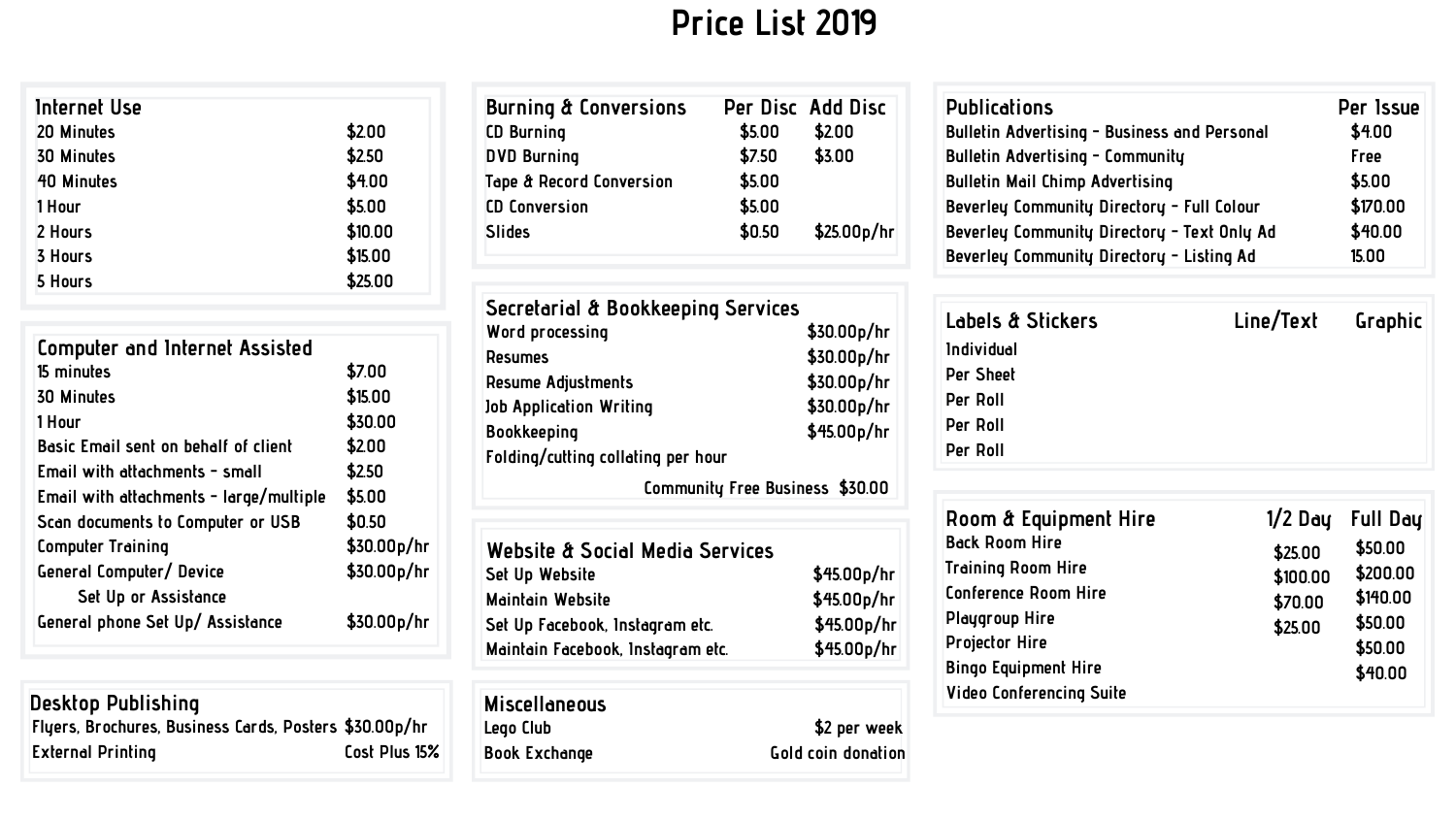# Price List 2019

## Internet Use

| | |
|---|---|
| 20 Minutes | $2.00 |
| 30 Minutes | $2.50 |
| 40 Minutes | $4.00 |
| 1 Hour | $5.00 |
| 2 Hours | $10.00 |
| 3 Hours | $15.00 |
| 5 Hours | $25.00 |

## Computer and Internet Assisted

| | |
|---|---|
| 15 minutes | $7.00 |
| 30 Minutes | $15.00 |
| 1 Hour | $30.00 |
| Basic Email sent on behalf of client | $2.00 |
| Email with attachments - small | $2.50 |
| Email with attachments - large/multiple | $5.00 |
| Scan documents to Computer or USB | $0.50 |
| Computer Training | $30.00p/hr |
| General Computer/ Device Set Up or Assistance | $30.00p/hr |
| General phone Set Up/ Assistance | $30.00p/hr |

## Desktop Publishing

| | |
|---|---|
| Flyers, Brochures, Business Cards, Posters | $30.00p/hr |
| External Printing | Cost Plus 15% |

## Burning & Conversions

| Burning & Conversions | Per Disc | Add Disc |
|---|---|---|
| CD Burning | $5.00 | $2.00 |
| DVD Burning | $7.50 | $3.00 |
| Tape & Record Conversion | $5.00 | |
| CD Conversion | $5.00 | |
| Slides | $0.50 | $25.00p/hr |

## Secretarial & Bookkeeping Services

| | |
|---|---|
| Word processing | $30.00p/hr |
| Resumes | $30.00p/hr |
| Resume Adjustments | $30.00p/hr |
| Job Application Writing | $30.00p/hr |
| Bookkeeping | $45.00p/hr |
| Folding/cutting collating per hour | |
| Community Free Business | $30.00 |

## Website & Social Media Services

| | |
|---|---|
| Set Up Website | $45.00p/hr |
| Maintain Website | $45.00p/hr |
| Set Up Facebook, Instagram etc. | $45.00p/hr |
| Maintain Facebook, Instagram etc. | $45.00p/hr |

## Miscellaneous

| | |
|---|---|
| Lego Club | $2 per week |
| Book Exchange | Gold coin donation |

## Publications

| Publications | Per Issue |
|---|---|
| Bulletin Advertising - Business and Personal | $4.00 |
| Bulletin Advertising - Community | Free |
| Bulletin Mail Chimp Advertising | $5.00 |
| Beverley Community Directory - Full Colour | $170.00 |
| Beverley Community Directory - Text Only Ad | $40.00 |
| Beverley Community Directory - Listing Ad | 15.00 |

## Labels & Stickers

| Labels & Stickers | Line/Text | Graphic |
|---|---|---|
| Individual | | |
| Per Sheet | | |
| Per Roll | | |
| Per Roll | | |
| Per Roll | | |

## Room & Equipment Hire

| Room & Equipment Hire | 1/2 Day | Full Day |
|---|---|---|
| Back Room Hire | $25.00 | $50.00 |
| Training Room Hire | $100.00 | $200.00 |
| Conference Room Hire | $70.00 | $140.00 |
| Playgroup Hire | $25.00 | $50.00 |
| Projector Hire | | $50.00 |
| Bingo Equipment Hire | | $40.00 |
| Video Conferencing Suite | | |